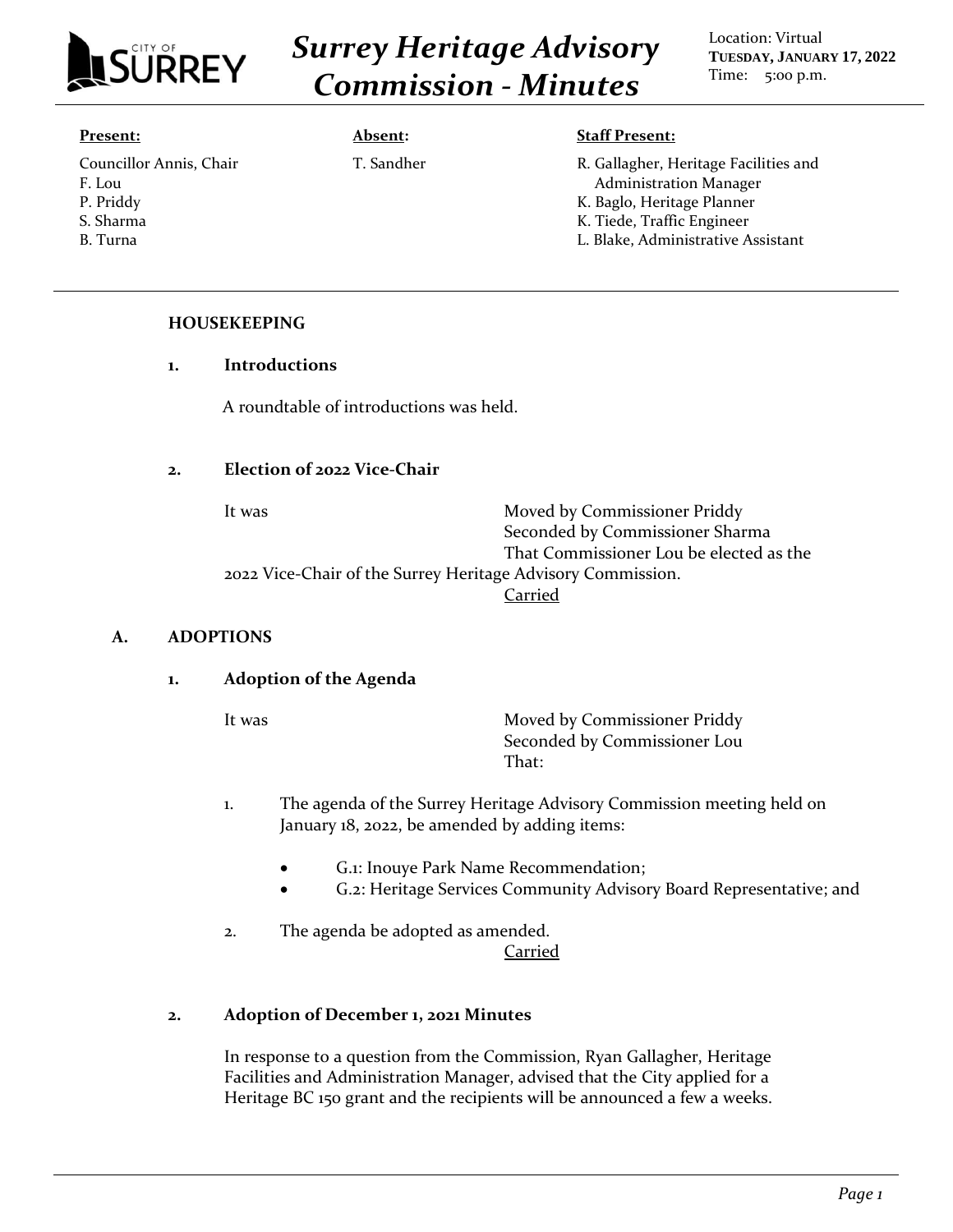# Surrey Heritage Advisory Commission - Minutes

Location: Virtual
**TUESDAY, JANUARY 17, 2022**
Time: 5:00 p.m.

**Present:**

Councillor Annis, Chair
F. Lou
P. Priddy
S. Sharma
B. Turna

**Absent:**

T. Sandher

**Staff Present:**

R. Gallagher, Heritage Facilities and Administration Manager
K. Baglo, Heritage Planner
K. Tiede, Traffic Engineer
L. Blake, Administrative Assistant

---

## HOUSEKEEPING

### 1. Introductions

A roundtable of introductions was held.

### 2. Election of 2022 Vice-Chair

It was

Moved by Commissioner Priddy
Seconded by Commissioner Sharma
That Commissioner Lou be elected as the 2022 Vice-Chair of the Surrey Heritage Advisory Commission.

Carried

## A. ADOPTIONS

### 1. Adoption of the Agenda

It was

Moved by Commissioner Priddy
Seconded by Commissioner Lou
That:

1. The agenda of the Surrey Heritage Advisory Commission meeting held on January 18, 2022, be amended by adding items:
   - G.1: Inouye Park Name Recommendation;
   - G.2: Heritage Services Community Advisory Board Representative; and
2. The agenda be adopted as amended.

Carried

### 2. Adoption of December 1, 2021 Minutes

In response to a question from the Commission, Ryan Gallagher, Heritage Facilities and Administration Manager, advised that the City applied for a Heritage BC 150 grant and the recipients will be announced a few a weeks.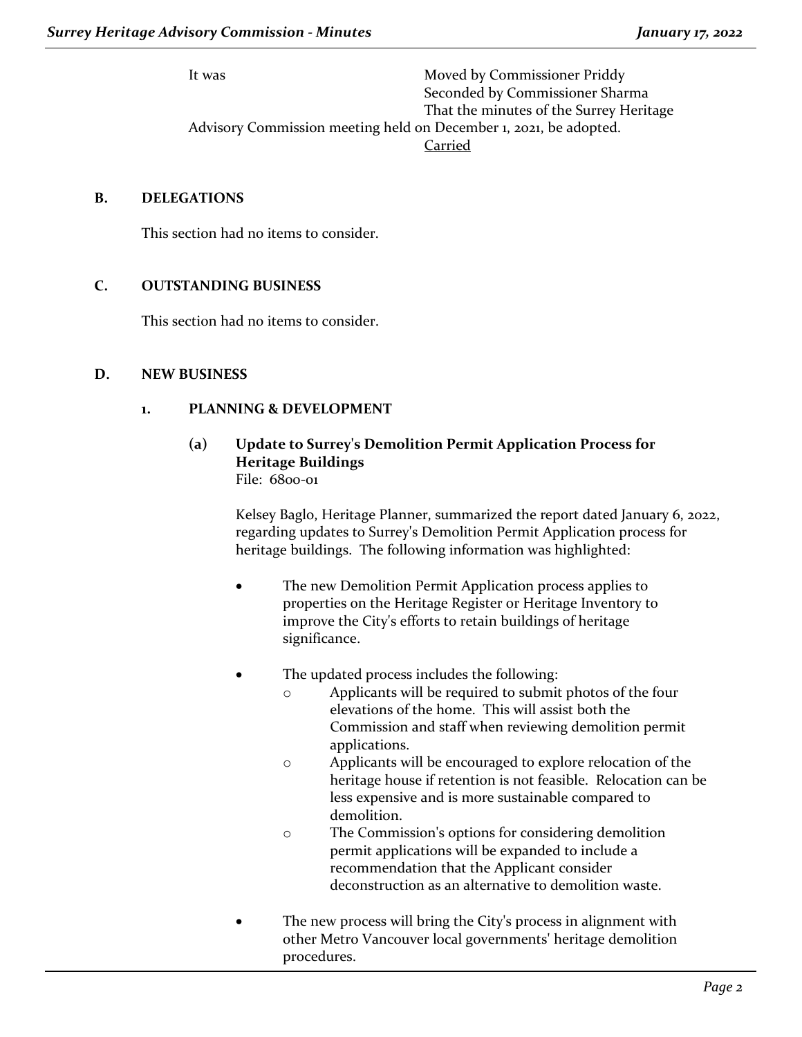It was Moved by Commissioner Priddy
Seconded by Commissioner Sharma
That the minutes of the Surrey Heritage Advisory Commission meeting held on December 1, 2021, be adopted.

Carried

## B. DELEGATIONS

This section had no items to consider.

## C. OUTSTANDING BUSINESS

This section had no items to consider.

## D. NEW BUSINESS

### 1. PLANNING & DEVELOPMENT

#### (a) Update to Surrey's Demolition Permit Application Process for Heritage Buildings

File: 6800-01

Kelsey Baglo, Heritage Planner, summarized the report dated January 6, 2022, regarding updates to Surrey's Demolition Permit Application process for heritage buildings. The following information was highlighted:

- The new Demolition Permit Application process applies to properties on the Heritage Register or Heritage Inventory to improve the City's efforts to retain buildings of heritage significance.
- The updated process includes the following:
  - Applicants will be required to submit photos of the four elevations of the home. This will assist both the Commission and staff when reviewing demolition permit applications.
  - Applicants will be encouraged to explore relocation of the heritage house if retention is not feasible. Relocation can be less expensive and is more sustainable compared to demolition.
  - The Commission's options for considering demolition permit applications will be expanded to include a recommendation that the Applicant consider deconstruction as an alternative to demolition waste.
- The new process will bring the City's process in alignment with other Metro Vancouver local governments' heritage demolition procedures.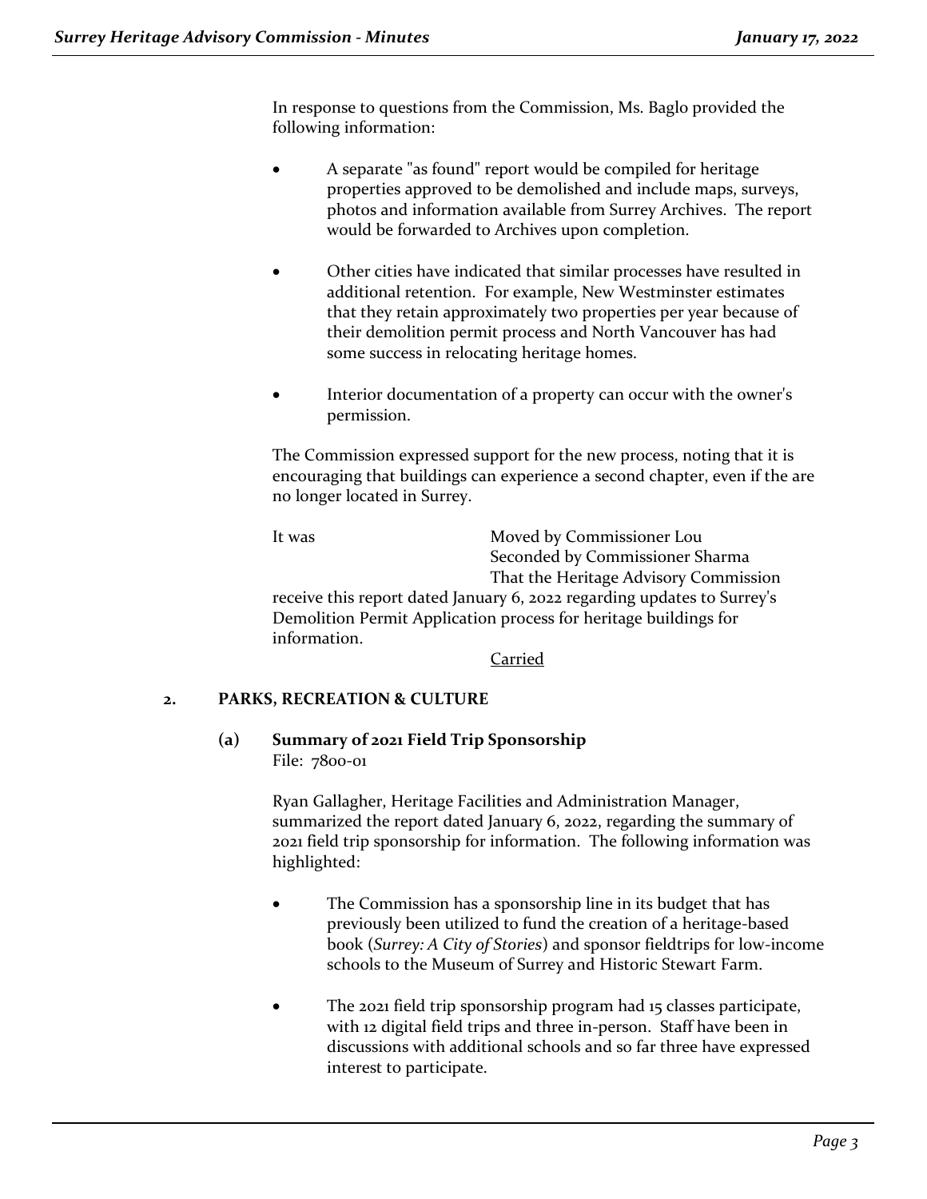In response to questions from the Commission, Ms. Baglo provided the following information:

- A separate "as found" report would be compiled for heritage properties approved to be demolished and include maps, surveys, photos and information available from Surrey Archives. The report would be forwarded to Archives upon completion.
- Other cities have indicated that similar processes have resulted in additional retention. For example, New Westminster estimates that they retain approximately two properties per year because of their demolition permit process and North Vancouver has had some success in relocating heritage homes.
- Interior documentation of a property can occur with the owner's permission.

The Commission expressed support for the new process, noting that it is encouraging that buildings can experience a second chapter, even if the are no longer located in Surrey.

It was Moved by Commissioner Lou
Seconded by Commissioner Sharma
That the Heritage Advisory Commission receive this report dated January 6, 2022 regarding updates to Surrey's Demolition Permit Application process for heritage buildings for information.

Carried

## 2. PARKS, RECREATION & CULTURE

### (a) Summary of 2021 Field Trip Sponsorship

File: 7800-01

Ryan Gallagher, Heritage Facilities and Administration Manager, summarized the report dated January 6, 2022, regarding the summary of 2021 field trip sponsorship for information. The following information was highlighted:

- The Commission has a sponsorship line in its budget that has previously been utilized to fund the creation of a heritage-based book (*Surrey: A City of Stories*) and sponsor fieldtrips for low-income schools to the Museum of Surrey and Historic Stewart Farm.
- The 2021 field trip sponsorship program had 15 classes participate, with 12 digital field trips and three in-person. Staff have been in discussions with additional schools and so far three have expressed interest to participate.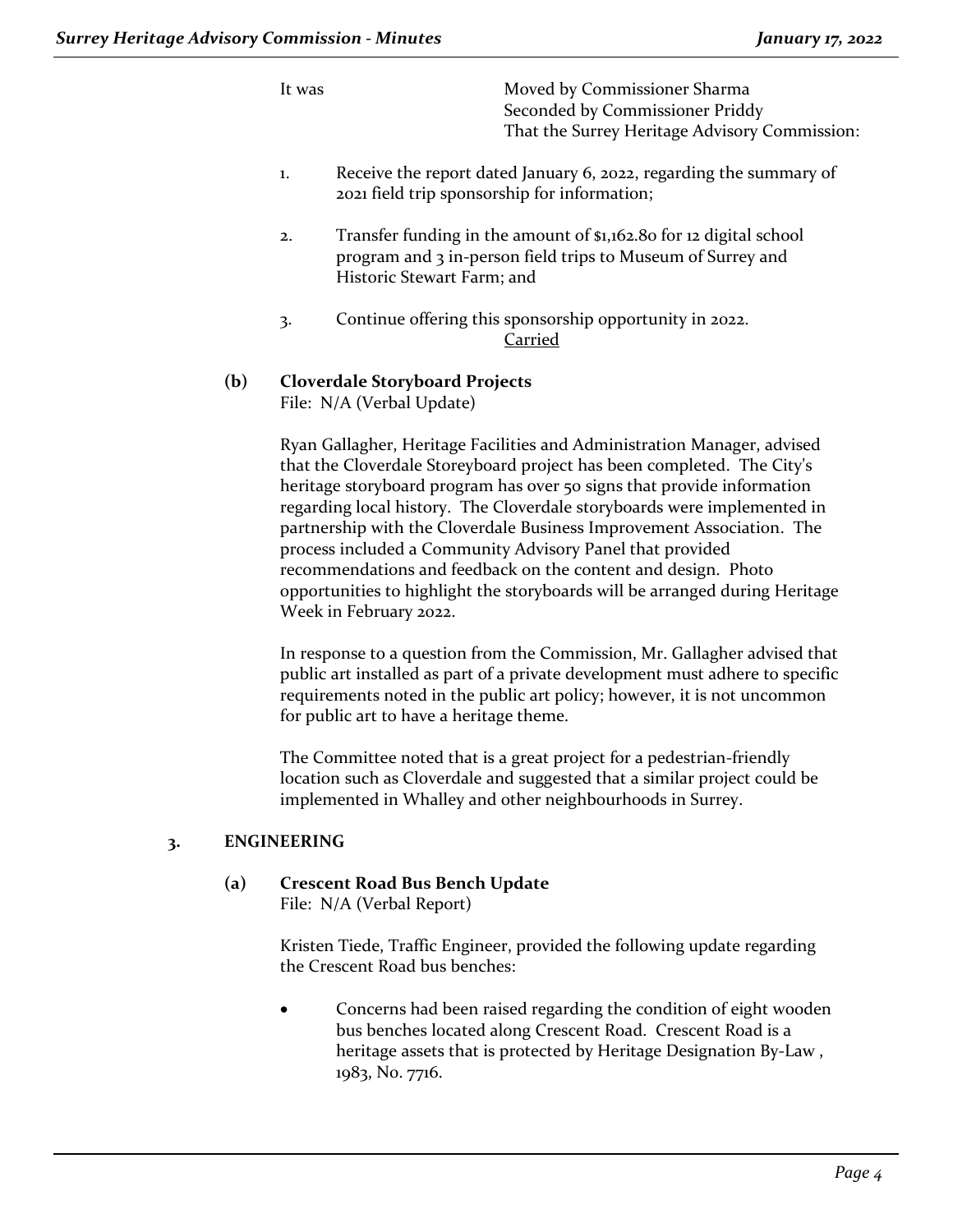It was Moved by Commissioner Sharma
Seconded by Commissioner Priddy
That the Surrey Heritage Advisory Commission:

1. Receive the report dated January 6, 2022, regarding the summary of 2021 field trip sponsorship for information;

2. Transfer funding in the amount of $1,162.80 for 12 digital school program and 3 in-person field trips to Museum of Surrey and Historic Stewart Farm; and

3. Continue offering this sponsorship opportunity in 2022.

Carried

**(b) Cloverdale Storyboard Projects**
File: N/A (Verbal Update)

Ryan Gallagher, Heritage Facilities and Administration Manager, advised that the Cloverdale Storeyboard project has been completed. The City's heritage storyboard program has over 50 signs that provide information regarding local history. The Cloverdale storyboards were implemented in partnership with the Cloverdale Business Improvement Association. The process included a Community Advisory Panel that provided recommendations and feedback on the content and design. Photo opportunities to highlight the storyboards will be arranged during Heritage Week in February 2022.

In response to a question from the Commission, Mr. Gallagher advised that public art installed as part of a private development must adhere to specific requirements noted in the public art policy; however, it is not uncommon for public art to have a heritage theme.

The Committee noted that is a great project for a pedestrian-friendly location such as Cloverdale and suggested that a similar project could be implemented in Whalley and other neighbourhoods in Surrey.

## 3. ENGINEERING

**(a) Crescent Road Bus Bench Update**
File: N/A (Verbal Report)

Kristen Tiede, Traffic Engineer, provided the following update regarding the Crescent Road bus benches:

- Concerns had been raised regarding the condition of eight wooden bus benches located along Crescent Road. Crescent Road is a heritage assets that is protected by Heritage Designation By-Law , 1983, No. 7716.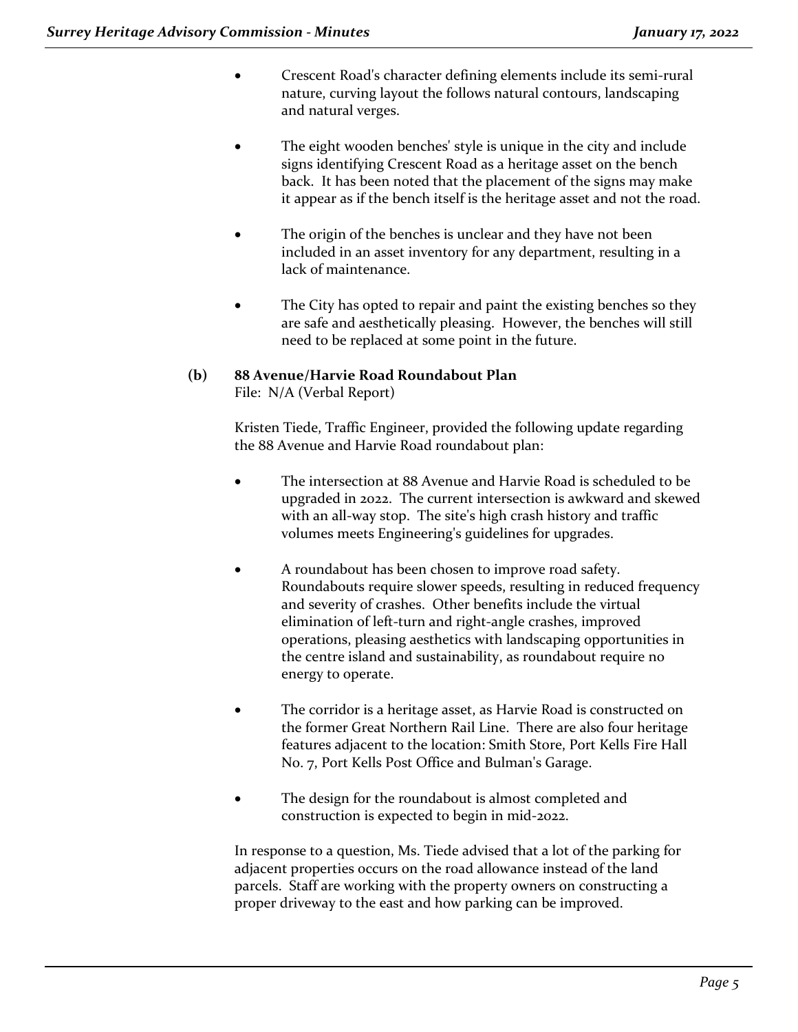- Crescent Road's character defining elements include its semi-rural nature, curving layout the follows natural contours, landscaping and natural verges.

- The eight wooden benches' style is unique in the city and include signs identifying Crescent Road as a heritage asset on the bench back. It has been noted that the placement of the signs may make it appear as if the bench itself is the heritage asset and not the road.

- The origin of the benches is unclear and they have not been included in an asset inventory for any department, resulting in a lack of maintenance.

- The City has opted to repair and paint the existing benches so they are safe and aesthetically pleasing. However, the benches will still need to be replaced at some point in the future.

**(b) 88 Avenue/Harvie Road Roundabout Plan**
File: N/A (Verbal Report)

Kristen Tiede, Traffic Engineer, provided the following update regarding the 88 Avenue and Harvie Road roundabout plan:

- The intersection at 88 Avenue and Harvie Road is scheduled to be upgraded in 2022. The current intersection is awkward and skewed with an all-way stop. The site's high crash history and traffic volumes meets Engineering's guidelines for upgrades.

- A roundabout has been chosen to improve road safety. Roundabouts require slower speeds, resulting in reduced frequency and severity of crashes. Other benefits include the virtual elimination of left-turn and right-angle crashes, improved operations, pleasing aesthetics with landscaping opportunities in the centre island and sustainability, as roundabout require no energy to operate.

- The corridor is a heritage asset, as Harvie Road is constructed on the former Great Northern Rail Line. There are also four heritage features adjacent to the location: Smith Store, Port Kells Fire Hall No. 7, Port Kells Post Office and Bulman's Garage.

- The design for the roundabout is almost completed and construction is expected to begin in mid-2022.

In response to a question, Ms. Tiede advised that a lot of the parking for adjacent properties occurs on the road allowance instead of the land parcels. Staff are working with the property owners on constructing a proper driveway to the east and how parking can be improved.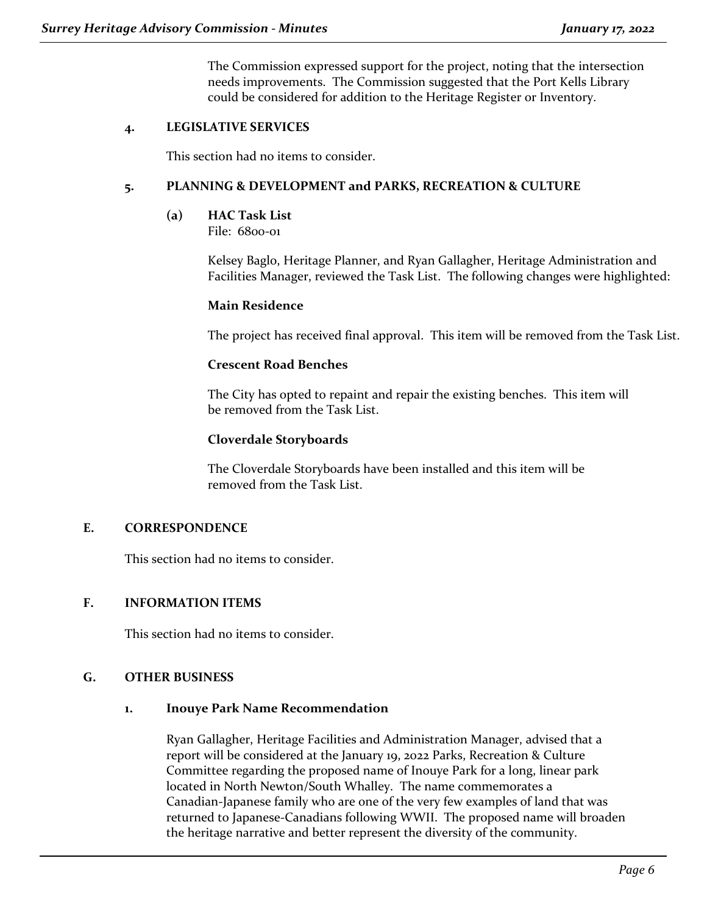The Commission expressed support for the project, noting that the intersection needs improvements. The Commission suggested that the Port Kells Library could be considered for addition to the Heritage Register or Inventory.

### 4. LEGISLATIVE SERVICES

This section had no items to consider.

### 5. PLANNING & DEVELOPMENT and PARKS, RECREATION & CULTURE

#### (a) HAC Task List

File: 6800-01

Kelsey Baglo, Heritage Planner, and Ryan Gallagher, Heritage Administration and Facilities Manager, reviewed the Task List. The following changes were highlighted:

**Main Residence**

The project has received final approval. This item will be removed from the Task List.

**Crescent Road Benches**

The City has opted to repaint and repair the existing benches. This item will be removed from the Task List.

**Cloverdale Storyboards**

The Cloverdale Storyboards have been installed and this item will be removed from the Task List.

## E. CORRESPONDENCE

This section had no items to consider.

## F. INFORMATION ITEMS

This section had no items to consider.

## G. OTHER BUSINESS

### 1. Inouye Park Name Recommendation

Ryan Gallagher, Heritage Facilities and Administration Manager, advised that a report will be considered at the January 19, 2022 Parks, Recreation & Culture Committee regarding the proposed name of Inouye Park for a long, linear park located in North Newton/South Whalley. The name commemorates a Canadian-Japanese family who are one of the very few examples of land that was returned to Japanese-Canadians following WWII. The proposed name will broaden the heritage narrative and better represent the diversity of the community.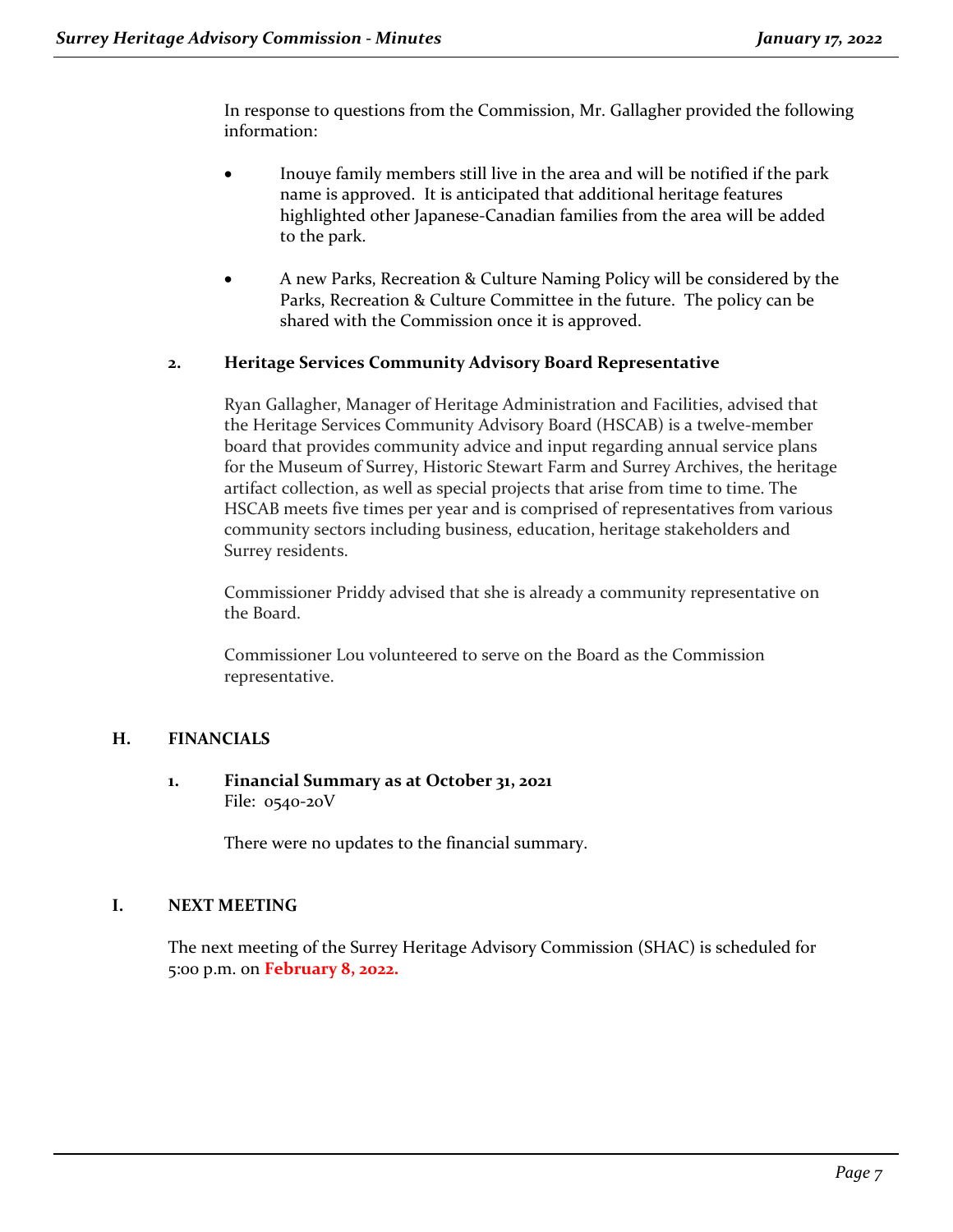In response to questions from the Commission, Mr. Gallagher provided the following information:

- Inouye family members still live in the area and will be notified if the park name is approved. It is anticipated that additional heritage features highlighted other Japanese-Canadian families from the area will be added to the park.

- A new Parks, Recreation & Culture Naming Policy will be considered by the Parks, Recreation & Culture Committee in the future. The policy can be shared with the Commission once it is approved.

**2. Heritage Services Community Advisory Board Representative**

Ryan Gallagher, Manager of Heritage Administration and Facilities, advised that the Heritage Services Community Advisory Board (HSCAB) is a twelve-member board that provides community advice and input regarding annual service plans for the Museum of Surrey, Historic Stewart Farm and Surrey Archives, the heritage artifact collection, as well as special projects that arise from time to time. The HSCAB meets five times per year and is comprised of representatives from various community sectors including business, education, heritage stakeholders and Surrey residents.

Commissioner Priddy advised that she is already a community representative on the Board.

Commissioner Lou volunteered to serve on the Board as the Commission representative.

## H. FINANCIALS

**1. Financial Summary as at October 31, 2021**
File: 0540-20V

There were no updates to the financial summary.

## I. NEXT MEETING

The next meeting of the Surrey Heritage Advisory Commission (SHAC) is scheduled for 5:00 p.m. on **February 8, 2022.**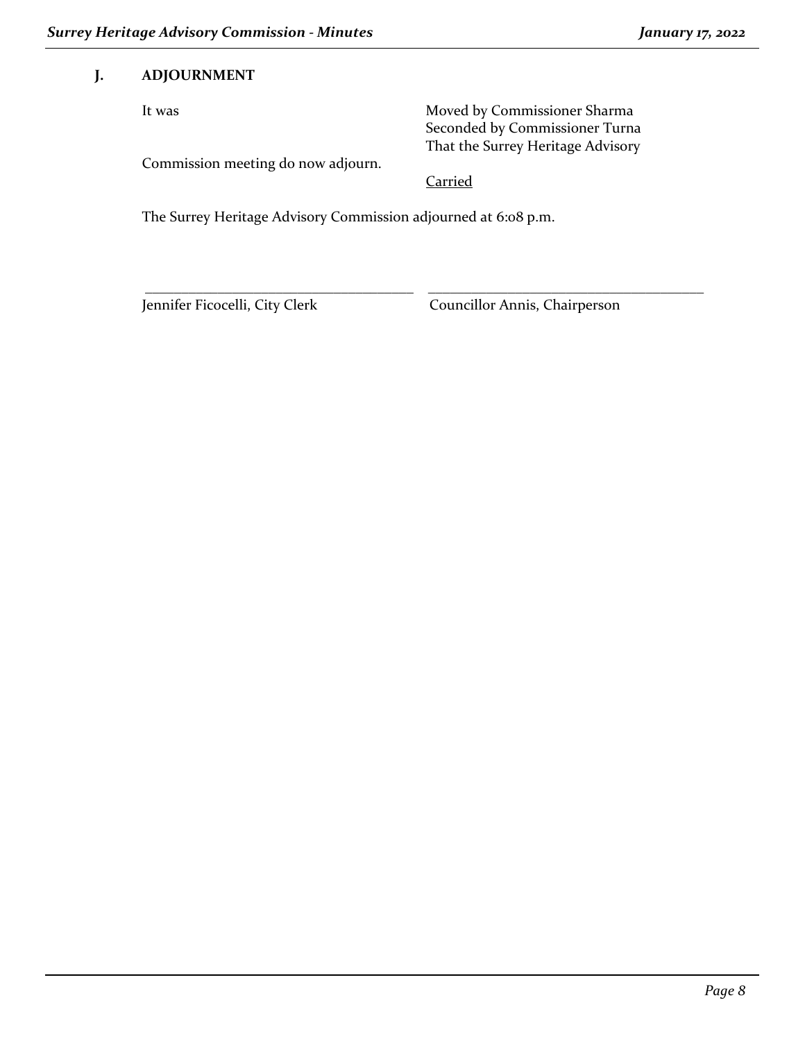## J. ADJOURNMENT

It was Moved by Commissioner Sharma
Seconded by Commissioner Turna
That the Surrey Heritage Advisory Commission meeting do now adjourn.

Carried

The Surrey Heritage Advisory Commission adjourned at 6:08 p.m.

| | |
|---|---|
| \_\_\_\_\_\_\_\_\_\_\_\_\_\_\_\_\_\_\_\_\_\_\_\_\_\_\_\_\_\_ | \_\_\_\_\_\_\_\_\_\_\_\_\_\_\_\_\_\_\_\_\_\_\_\_\_\_\_\_\_\_ |
| Jennifer Ficocelli, City Clerk | Councillor Annis, Chairperson |